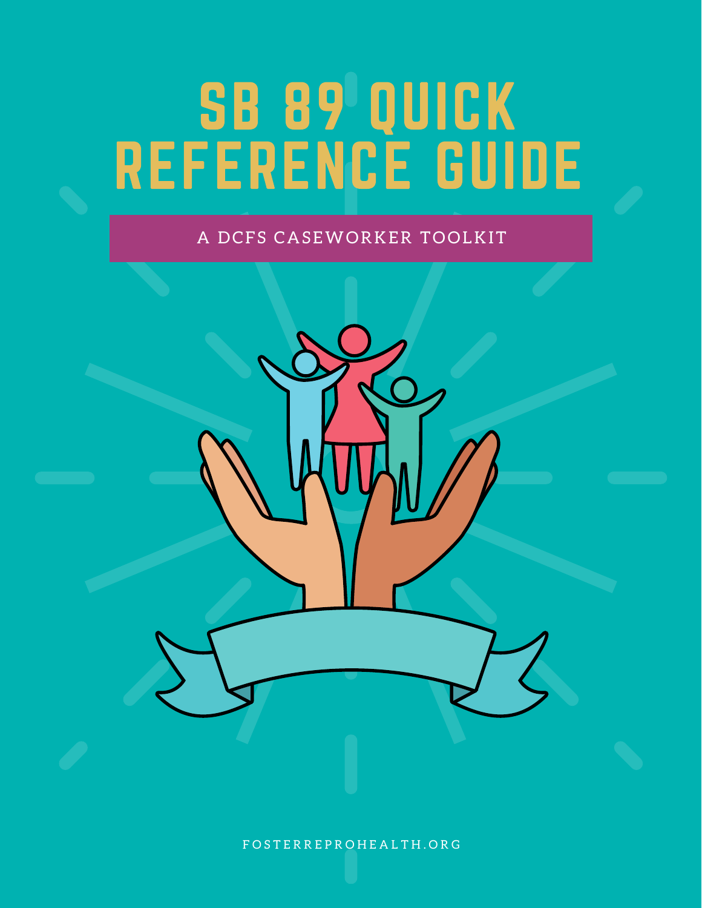# SB 89 QUICK REFERENCE GUIDE

A DCFS CASEWORKER TOOLKIT

FOSTERREPROHEALTH.ORG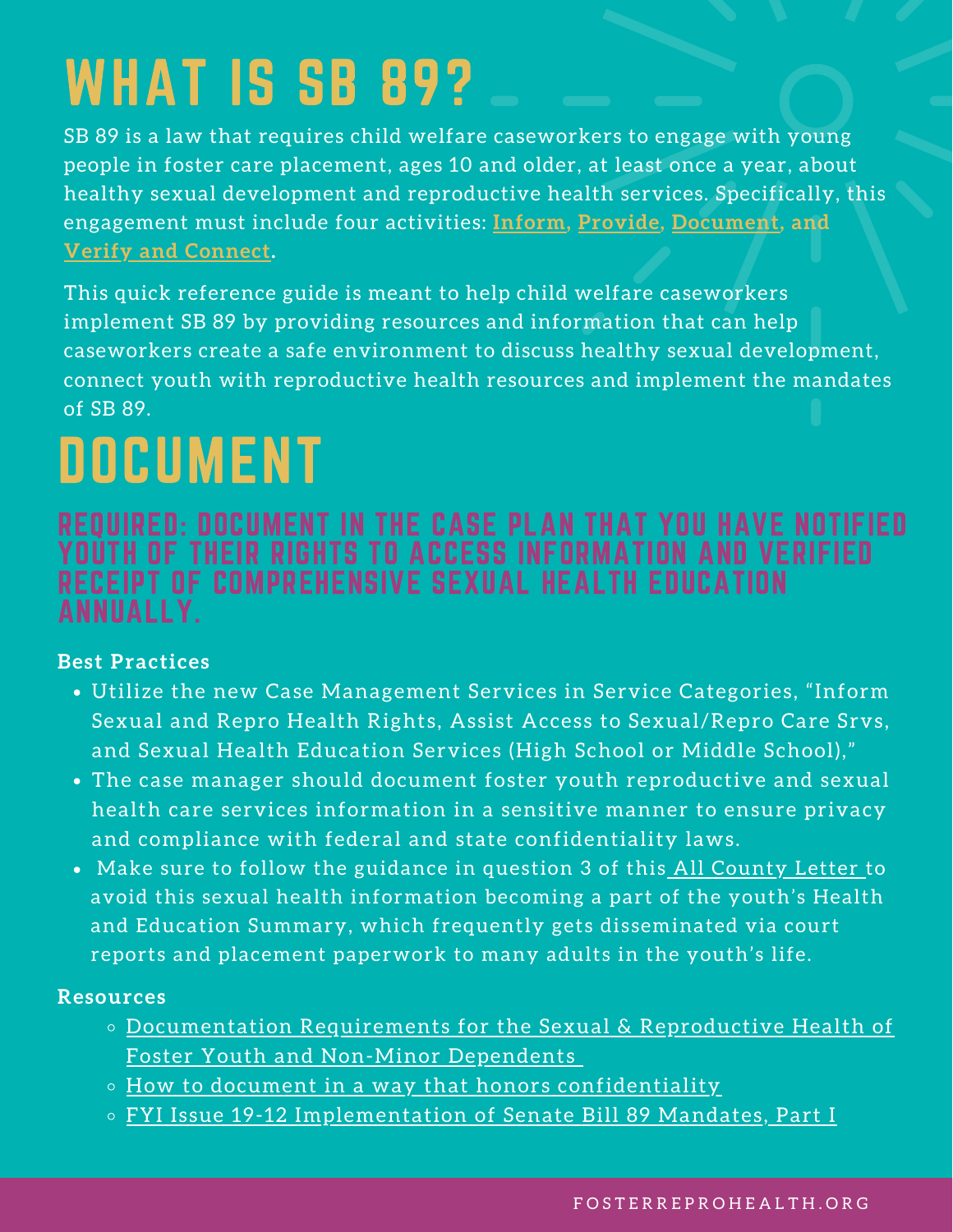# WHAT IS SB 89?

SB 89 is a law that requires child welfare caseworkers to engage with young people in foster care placement, ages 10 and older, at least once a year, about healthy sexual development and reproductive health services. Specifically, this engagement must include four activities: **Inform**, **Provide**, **Document**, and **Verify and Connect**.

This quick reference guide is meant to help child welfare caseworkers implement SB 89 by providing resources and information that can help caseworkers create a safe environment to discuss healthy sexual development, connect youth with reproductive health resources and implement the mandates of SB 89.

# DOCUMENT

## REQUIRED: DOCUMENT IN THE CASE PLAN THAT YOU HAVE NOTIFIED YOUTH OF THEIR RIGHTS TO ACCESS INFORMATION AND VERIFIED RECEIPT OF COMPREHENSIVE SEXUAL HEALTH EDUCATION ANNUALLY.

**Best Practices**

- Utilize the new Case Management Services in Service Categories, "Inform Sexual and Repro Health Rights, Assist Access to Sexual/Repro Care Srvs, and Sexual Health Education Services (High School or Middle School),"
- The case manager should document foster youth reproductive and sexual health care services information in a sensitive manner to ensure privacy and compliance with federal and state confidentiality laws.
- Make sure to follow the guidance in question 3 of this All County Letter to avoid this sexual health information becoming a part of the youth's Health and Education Summary, which frequently gets disseminated via court reports and placement paperwork to many adults in the youth's life.

**Resources**

- Documentation Requirements for the Sexual & Reproductive Health of Foster Youth and Non-Minor Dependents
- How to document in a way that honors confidentiality
- FYI Issue 19-12 Implementation of Senate Bill 89 Mandates, Part I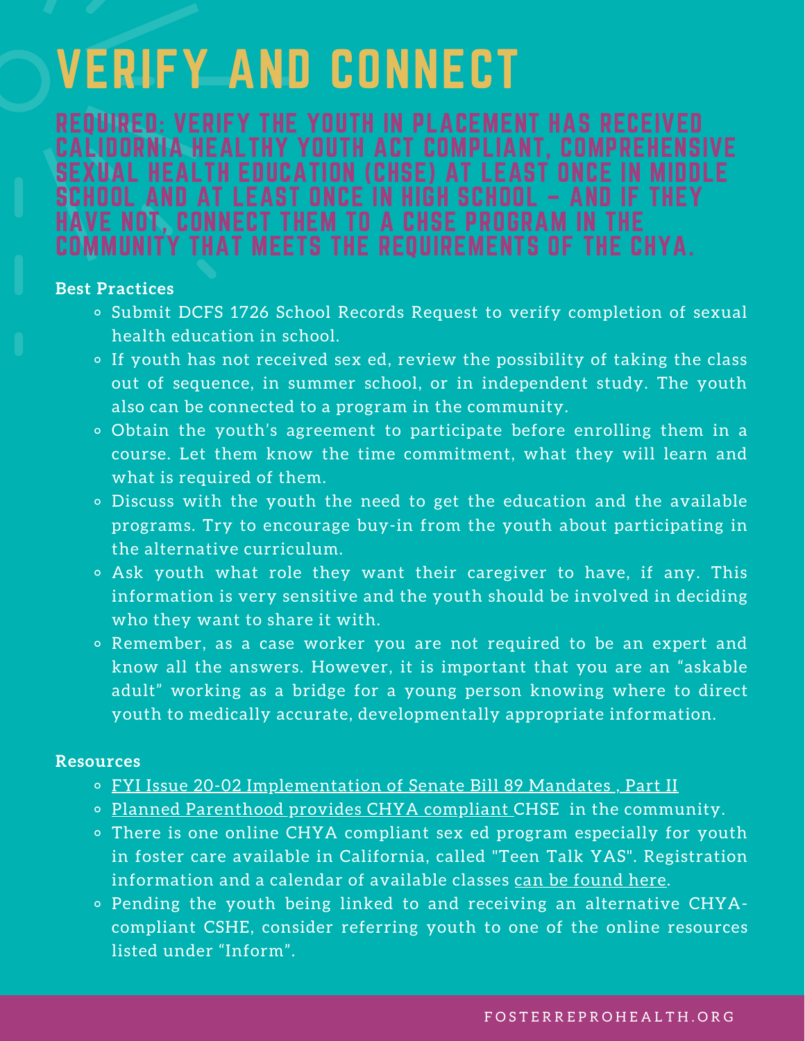# VERIFY AND CONNECT

## REQUIRED: VERIFY THE YOUTH IN PLACEMENT HAS RECEIVED CALIDORNIA HEALTHY YOUTH ACT COMPLIANT, COMPREHENSIVE SEXUAL HEALTH EDUCATION (CHSE) AT LEAST ONCE IN MIDDLE SCHOOL AND AT LEAST ONCE IN HIGH SCHOOL – AND IF THEY HAVE NOT, CONNECT THEM TO A CHSE PROGRAM IN THE COMMUNITY THAT MEETS THE REQUIREMENTS OF THE CHYA.

**Best Practices**

- Submit DCFS 1726 School Records Request to verify completion of sexual health education in school.
- If youth has not received sex ed, review the possibility of taking the class out of sequence, in summer school, or in independent study. The youth also can be connected to a program in the community.
- Obtain the youth's agreement to participate before enrolling them in a course. Let them know the time commitment, what they will learn and what is required of them.
- Discuss with the youth the need to get the education and the available programs. Try to encourage buy-in from the youth about participating in the alternative curriculum.
- Ask youth what role they want their caregiver to have, if any. This information is very sensitive and the youth should be involved in deciding who they want to share it with.
- Remember, as a case worker you are not required to be an expert and know all the answers. However, it is important that you are an "askable adult" working as a bridge for a young person knowing where to direct youth to medically accurate, developmentally appropriate information.

**Resources**

- FYI Issue 20-02 Implementation of Senate Bill 89 Mandates , Part II
- Planned Parenthood provides CHYA compliant CHSE in the community.
- There is one online CHYA compliant sex ed program especially for youth in foster care available in California, called "Teen Talk YAS". Registration information and a calendar of available classes can be found here.
- Pending the youth being linked to and receiving an alternative CHYA-compliant CSHE, consider referring youth to one of the online resources listed under "Inform".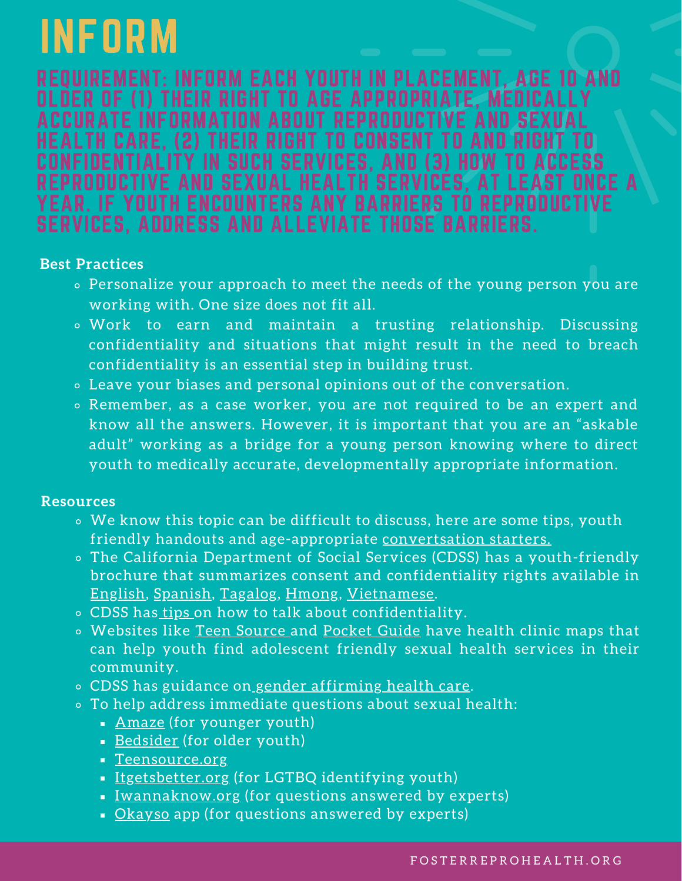# INFORM

## REQUIREMENT: INFORM EACH YOUTH IN PLACEMENT, AGE 10 AND OLDER OF (1) THEIR RIGHT TO AGE APPROPRIATE, MEDICALLY ACCURATE INFORMATION ABOUT REPRODUCTIVE AND SEXUAL HEALTH CARE, (2) THEIR RIGHT TO CONSENT TO AND RIGHT TO CONFIDENTIALITY IN SUCH SERVICES, AND (3) HOW TO ACCESS REPRODUCTIVE AND SEXUAL HEALTH SERVICES, AT LEAST ONCE A YEAR. IF YOUTH ENCOUNTERS ANY BARRIERS TO REPRODUCTIVE SERVICES, ADDRESS AND ALLEVIATE THOSE BARRIERS.

**Best Practices**

- Personalize your approach to meet the needs of the young person you are working with. One size does not fit all.
- Work to earn and maintain a trusting relationship. Discussing confidentiality and situations that might result in the need to breach confidentiality is an essential step in building trust.
- Leave your biases and personal opinions out of the conversation.
- Remember, as a case worker, you are not required to be an expert and know all the answers. However, it is important that you are an "askable adult" working as a bridge for a young person knowing where to direct youth to medically accurate, developmentally appropriate information.

**Resources**

- We know this topic can be difficult to discuss, here are some tips, youth friendly handouts and age-appropriate convertsation starters.
- The California Department of Social Services (CDSS) has a youth-friendly brochure that summarizes consent and confidentiality rights available in English, Spanish, Tagalog, Hmong, Vietnamese.
- CDSS has tips on how to talk about confidentiality.
- Websites like Teen Source and Pocket Guide have health clinic maps that can help youth find adolescent friendly sexual health services in their community.
- CDSS has guidance on gender affirming health care.
- To help address immediate questions about sexual health:
  - Amaze (for younger youth)
  - Bedsider (for older youth)
  - Teensource.org
  - Itgetsbetter.org (for LGTBQ identifying youth)
  - Iwannaknow.org (for questions answered by experts)
  - Okayso app (for questions answered by experts)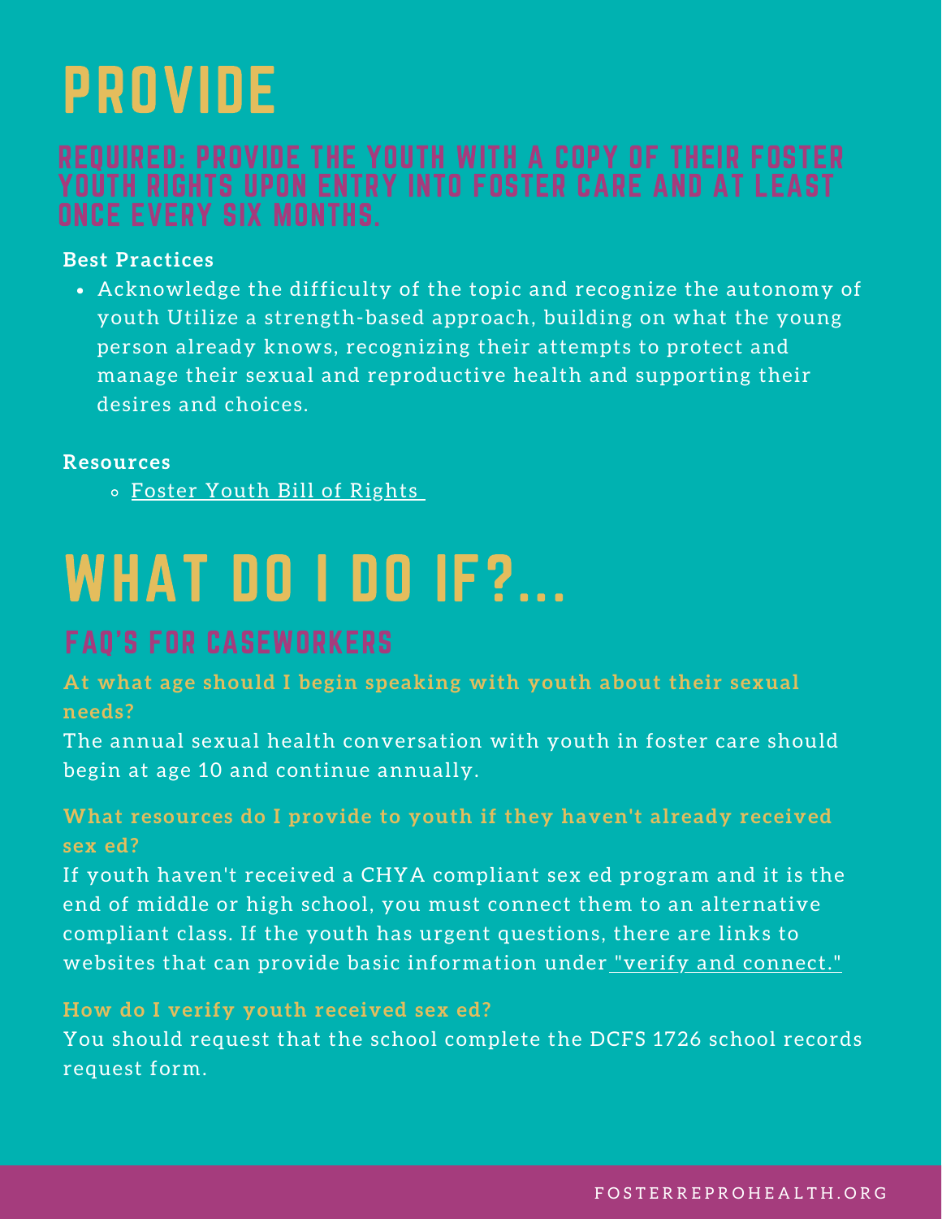# PROVIDE

## REQUIRED: PROVIDE THE YOUTH WITH A COPY OF THEIR FOSTER YOUTH RIGHTS UPON ENTRY INTO FOSTER CARE AND AT LEAST ONCE EVERY SIX MONTHS.

**Best Practices**

- Acknowledge the difficulty of the topic and recognize the autonomy of youth Utilize a strength-based approach, building on what the young person already knows, recognizing their attempts to protect and manage their sexual and reproductive health and supporting their desires and choices.

**Resources**

- Foster Youth Bill of Rights

# WHAT DO I DO IF?...

## FAQ'S FOR CASEWORKERS

**At what age should I begin speaking with youth about their sexual needs?**

The annual sexual health conversation with youth in foster care should begin at age 10 and continue annually.

**What resources do I provide to youth if they haven't already received sex ed?**

If youth haven't received a CHYA compliant sex ed program and it is the end of middle or high school, you must connect them to an alternative compliant class. If the youth has urgent questions, there are links to websites that can provide basic information under "verify and connect."

**How do I verify youth received sex ed?**

You should request that the school complete the DCFS 1726 school records request form.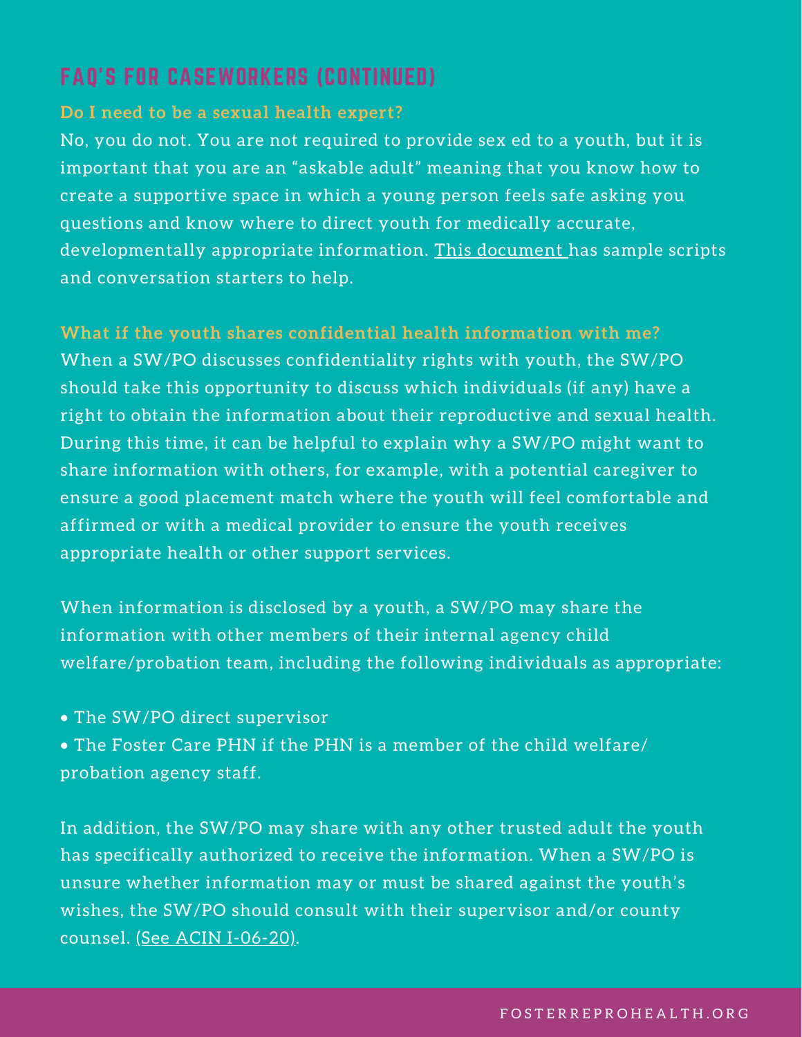## FAQ'S FOR CASEWORKERS (CONTINUED)

**Do I need to be a sexual health expert?**

No, you do not. You are not required to provide sex ed to a youth, but it is important that you are an "askable adult" meaning that you know how to create a supportive space in which a young person feels safe asking you questions and know where to direct youth for medically accurate, developmentally appropriate information. This document has sample scripts and conversation starters to help.

**What if the youth shares confidential health information with me?**

When a SW/PO discusses confidentiality rights with youth, the SW/PO should take this opportunity to discuss which individuals (if any) have a right to obtain the information about their reproductive and sexual health. During this time, it can be helpful to explain why a SW/PO might want to share information with others, for example, with a potential caregiver to ensure a good placement match where the youth will feel comfortable and affirmed or with a medical provider to ensure the youth receives appropriate health or other support services.

When information is disclosed by a youth, a SW/PO may share the information with other members of their internal agency child welfare/probation team, including the following individuals as appropriate:

- The SW/PO direct supervisor
- The Foster Care PHN if the PHN is a member of the child welfare/probation agency staff.

In addition, the SW/PO may share with any other trusted adult the youth has specifically authorized to receive the information. When a SW/PO is unsure whether information may or must be shared against the youth's wishes, the SW/PO should consult with their supervisor and/or county counsel. (See ACIN I-06-20).

FOSTERREPROHEALTH.ORG